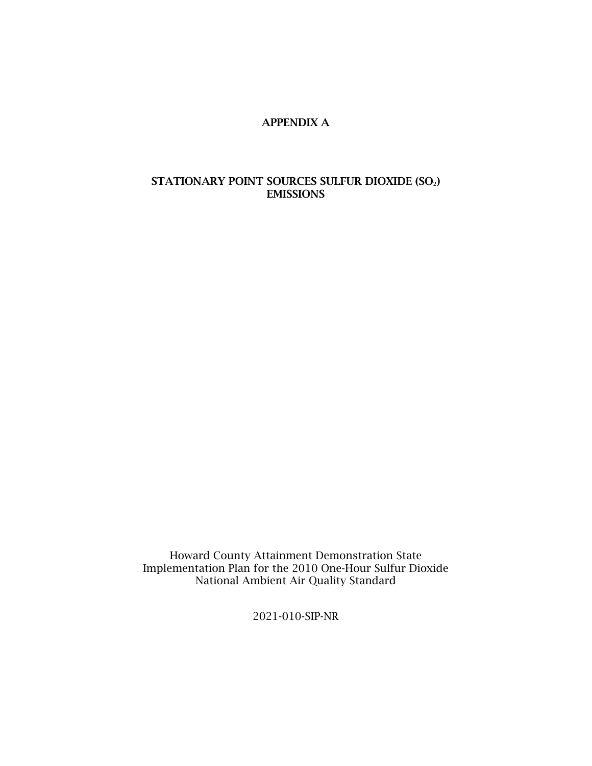# APPENDIX A

## STATIONARY POINT SOURCES SULFUR DIOXIDE ($SO_2$) EMISSIONS

Howard County Attainment Demonstration State Implementation Plan for the 2010 One-Hour Sulfur Dioxide National Ambient Air Quality Standard

2021-010-SIP-NR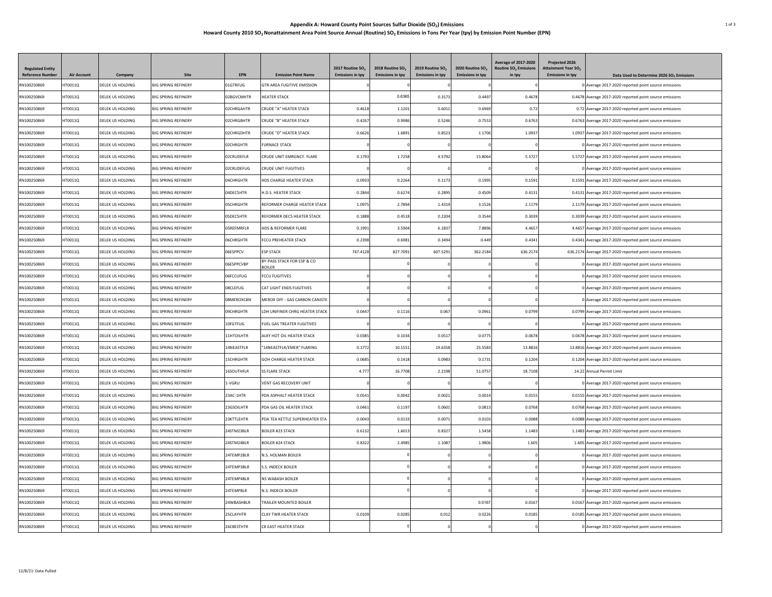**Appendix A: Howard County Point Sources Sulfur Dioxide ($SO_2$) Emissions**

**Howard County 2010 $SO_2$ Nonattainment Area Point Source Annual (Routine) $SO_2$ Emissions in Tons Per Year (tpy) by Emission Point Number (EPN)**

| Regulated Entity Reference Number | Air Account | Company | Site | EPN | Emission Point Name | 2017 Routine $SO_2$ Emissions in tpy | 2018 Routine $SO_2$ Emissions in tpy | 2019 Routine $SO_2$ Emissions in tpy | 2020 Routine $SO_2$ Emissions in tpy | Average of 2017-2020 Routine $SO_2$ Emissions in tpy | Projected 2026 Attainment Year $SO_2$ Emissions in tpy | Data Used to Determine 2026 $SO_2$ Emissions |
|---|---|---|---|---|---|---|---|---|---|---|---|---|
| RN100250869 | HT0011Q | DELEK US HOLDING | BIG SPRING REFINERY | 01GTRFUG | GTR AREA FUGITIVE EMISSION | 0 | 0 | 0 | 0 | 0 | 0 | Average 2017-2020 reported point source emissions |
| RN100250869 | HT0011Q | DELEK US HOLDING | BIG SPRING REFINERY | 02BGVCMHTR | HEATER STACK | | 0.6365 | 0.3173 | 0.4497 | 0.4678 | 0.4678 | Average 2017-2020 reported point source emissions |
| RN100250869 | HT0011Q | DELEK US HOLDING | BIG SPRING REFINERY | 02CHRGAHTR | CRUDE "A" HEATER STACK | 0.4618 | 1.1201 | 0.6011 | 0.6969 | 0.72 | 0.72 | Average 2017-2020 reported point source emissions |
| RN100250869 | HT0011Q | DELEK US HOLDING | BIG SPRING REFINERY | 02CHRGBHTR | CRUDE "B" HEATER STACK | 0.4267 | 0.9986 | 0.5246 | 0.7553 | 0.6763 | 0.6763 | Average 2017-2020 reported point source emissions |
| RN100250869 | HT0011Q | DELEK US HOLDING | BIG SPRING REFINERY | 02CHRGDHTR | CRUDE "D" HEATER STACK | 0.6626 | 1.6891 | 0.8523 | 1.1706 | 1.0937 | 1.0937 | Average 2017-2020 reported point source emissions |
| RN100250869 | HT0011Q | DELEK US HOLDING | BIG SPRING REFINERY | 02CHRGHTR | FURNACE STACK | 0 | 0 | 0 | 0 | 0 | 0 | Average 2017-2020 reported point source emissions |
| RN100250869 | HT0011Q | DELEK US HOLDING | BIG SPRING REFINERY | 02CRUDEFLR | CRUDE UNIT EMRGNCY. FLARE | 0.1793 | 1.7258 | 4.5792 | 15.8064 | 5.5727 | 5.5727 | Average 2017-2020 reported point source emissions |
| RN100250869 | HT0011Q | DELEK US HOLDING | BIG SPRING REFINERY | 02CRUDEFUG | CRUDE UNIT FUGITIVES | 0 | 0 | 0 | 0 | 0 | 0 | Average 2017-2020 reported point source emissions |
| RN100250869 | HT0011Q | DELEK US HOLDING | BIG SPRING REFINERY | 04CHRGHTR | HDS CHARGE HEATER STACK | 0.0933 | 0.2264 | 0.1173 | 0.1995 | 0.1591 | 0.1591 | Average 2017-2020 reported point source emissions |
| RN100250869 | HT0011Q | DELEK US HOLDING | BIG SPRING REFINERY | 04DECSHTR | H.D.S. HEATER STACK | 0.2844 | 0.6274 | 0.2895 | 0.4509 | 0.4131 | 0.4131 | Average 2017-2020 reported point source emissions |
| RN100250869 | HT0011Q | DELEK US HOLDING | BIG SPRING REFINERY | 05CHRGHTR | REFORMER CHARGE HEATER STACK | 1.0975 | 2.7894 | 1.4319 | 3.1526 | 2.1179 | 2.1179 | Average 2017-2020 reported point source emissions |
| RN100250869 | HT0011Q | DELEK US HOLDING | BIG SPRING REFINERY | 05DECSHTR | REFORMER DECS HEATER STACK | 0.1888 | 0.4518 | 0.2204 | 0.3544 | 0.3039 | 0.3039 | Average 2017-2020 reported point source emissions |
| RN100250869 | HT0011Q | DELEK US HOLDING | BIG SPRING REFINERY | 05REFMRFLR | HDS & REFORMER FLARE | 0.1991 | 3.5904 | 6.1837 | 7.8896 | 4.4657 | 4.4657 | Average 2017-2020 reported point source emissions |
| RN100250869 | HT0011Q | DELEK US HOLDING | BIG SPRING REFINERY | 06CHRGHTR | FCCU PREHEATER STACK | 0.2398 | 0.6981 | 0.3494 | 0.449 | 0.4341 | 0.4341 | Average 2017-2020 reported point source emissions |
| RN100250869 | HT0011Q | DELEK US HOLDING | BIG SPRING REFINERY | 06ESPPCV | ESP STACK | 747.4128 | 827.7091 | 607.5291 | 362.2184 | 636.2174 | 636.2174 | Average 2017-2020 reported point source emissions |
| RN100250869 | HT0011Q | DELEK US HOLDING | BIG SPRING REFINERY | 06ESPPCVBP | BY-PASS STACK FOR ESP & CO BOILER | | 0 | 0 | 0 | 0 | 0 | Average 2017-2020 reported point source emissions |
| RN100250869 | HT0011Q | DELEK US HOLDING | BIG SPRING REFINERY | 06FCCUFUG | FCCU FUGITIVES | 0 | 0 | 0 | 0 | 0 | 0 | Average 2017-2020 reported point source emissions |
| RN100250869 | HT0011Q | DELEK US HOLDING | BIG SPRING REFINERY | 08CLEFUG | CAT LIGHT ENDS FUGITIVES | 0 | 0 | 0 | 0 | 0 | 0 | Average 2017-2020 reported point source emissions |
| RN100250869 | HT0011Q | DELEK US HOLDING | BIG SPRING REFINERY | 08MEROXCBN | MEROX OFF - GAS CARBON CANISTE | 0 | 0 | 0 | 0 | 0 | 0 | Average 2017-2020 reported point source emissions |
| RN100250869 | HT0011Q | DELEK US HOLDING | BIG SPRING REFINERY | 09CHRGHTR | LDH UNIFINER CHRG HEATER STACK | 0.0447 | 0.1116 | 0.067 | 0.0961 | 0.0799 | 0.0799 | Average 2017-2020 reported point source emissions |
| RN100250869 | HT0011Q | DELEK US HOLDING | BIG SPRING REFINERY | 10FGTFUG | FUEL GAS TREATER FUGITIVES | 0 | 0 | 0 | 0 | 0 | 0 | Average 2017-2020 reported point source emissions |
| RN100250869 | HT0011Q | DELEK US HOLDING | BIG SPRING REFINERY | 11HTOILHTR | ALKY HOT OIL HEATER STACK | 0.0385 | 0.1034 | 0.0517 | 0.0775 | 0.0678 | 0.0678 | Average 2017-2020 reported point source emissions |
| RN100250869 | HT0011Q | DELEK US HOLDING | BIG SPRING REFINERY | 14NEASTFLR | "14NEASTFLR/EMER" FLARING | 0.1772 | 10.1551 | 19.6358 | 25.5583 | 13.8816 | 13.8816 | Average 2017-2020 reported point source emissions |
| RN100250869 | HT0011Q | DELEK US HOLDING | BIG SPRING REFINERY | 15CHRGHTR | GOH CHARGE HEATER STACK | 0.0685 | 0.1418 | 0.0983 | 0.1731 | 0.1204 | 0.1204 | Average 2017-2020 reported point source emissions |
| RN100250869 | HT0011Q | DELEK US HOLDING | BIG SPRING REFINERY | 16SOUTHFLR | SS FLARE STACK | 4.777 | 16.7708 | 2.2198 | 51.0757 | 18.7108 | 14.22 | Annual Permit Limit |
| RN100250869 | HT0011Q | DELEK US HOLDING | BIG SPRING REFINERY | 1-VGRU | VENT GAS RECOVERY UNIT | 0 | 0 | 0 | 0 | 0 | 0 | Average 2017-2020 reported point source emissions |
| RN100250869 | HT0011Q | DELEK US HOLDING | BIG SPRING REFINERY | 23AC-1HTR | PDA ASPHALT HEATER STACK | 0.0541 | 0.0042 | 0.0021 | 0.0014 | 0.0155 | 0.0155 | Average 2017-2020 reported point source emissions |
| RN100250869 | HT0011Q | DELEK US HOLDING | BIG SPRING REFINERY | 23GSOILHTR | PDA GAS OIL HEATER STACK | 0.0461 | 0.1197 | 0.0601 | 0.0813 | 0.0768 | 0.0768 | Average 2017-2020 reported point source emissions |
| RN100250869 | HT0011Q | DELEK US HOLDING | BIG SPRING REFINERY | 23KTTLEHTR | PDA TEA KETTLE SUPERHEATER STA | 0.0043 | 0.0133 | 0.0071 | 0.0103 | 0.0088 | 0.0088 | Average 2017-2020 reported point source emissions |
| RN100250869 | HT0011Q | DELEK US HOLDING | BIG SPRING REFINERY | 24STM23BLR | BOILER #23 STACK | 0.6132 | 1.6013 | 0.8327 | 1.5458 | 1.1483 | 1.1483 | Average 2017-2020 reported point source emissions |
| RN100250869 | HT0011Q | DELEK US HOLDING | BIG SPRING REFINERY | 24STM24BLR | BOILER #24 STACK | 0.8322 | 2.4985 | 1.1087 | 1.9806 | 1.605 | 1.605 | Average 2017-2020 reported point source emissions |
| RN100250869 | HT0011Q | DELEK US HOLDING | BIG SPRING REFINERY | 24TEMP2BLR | N.S. HOLMAN BOILER | | 0 | 0 | 0 | 0 | 0 | Average 2017-2020 reported point source emissions |
| RN100250869 | HT0011Q | DELEK US HOLDING | BIG SPRING REFINERY | 24TEMP3BLR | S.S. INDECK BOILER | | 0 | 0 | 0 | 0 | 0 | Average 2017-2020 reported point source emissions |
| RN100250869 | HT0011Q | DELEK US HOLDING | BIG SPRING REFINERY | 24TEMP4BLR | NS WABASH BOILER | | 0 | 0 | 0 | 0 | 0 | Average 2017-2020 reported point source emissions |
| RN100250869 | HT0011Q | DELEK US HOLDING | BIG SPRING REFINERY | 24TEMPBLR | N.S. INDECK BOILER | | 0 | 0 | 0 | 0 | 0 | Average 2017-2020 reported point source emissions |
| RN100250869 | HT0011Q | DELEK US HOLDING | BIG SPRING REFINERY | 24WBASHBLR | TRAILER MOUNTED BOILER | | | | 0.0167 | 0.0167 | 0.0167 | Average 2017-2020 reported point source emissions |
| RN100250869 | HT0011Q | DELEK US HOLDING | BIG SPRING REFINERY | 25CLAYHTR | CLAY TWR HEATER STACK | 0.0109 | 0.0285 | 0.012 | 0.0226 | 0.0185 | 0.0185 | Average 2017-2020 reported point source emissions |
| RN100250869 | HT0011Q | DELEK US HOLDING | BIG SPRING REFINERY | 26C8ESTHTR | C8 EAST HEATER STACK | | 0 | 0 | 0 | 0 | 0 | Average 2017-2020 reported point source emissions |

12/8/21: Data Pulled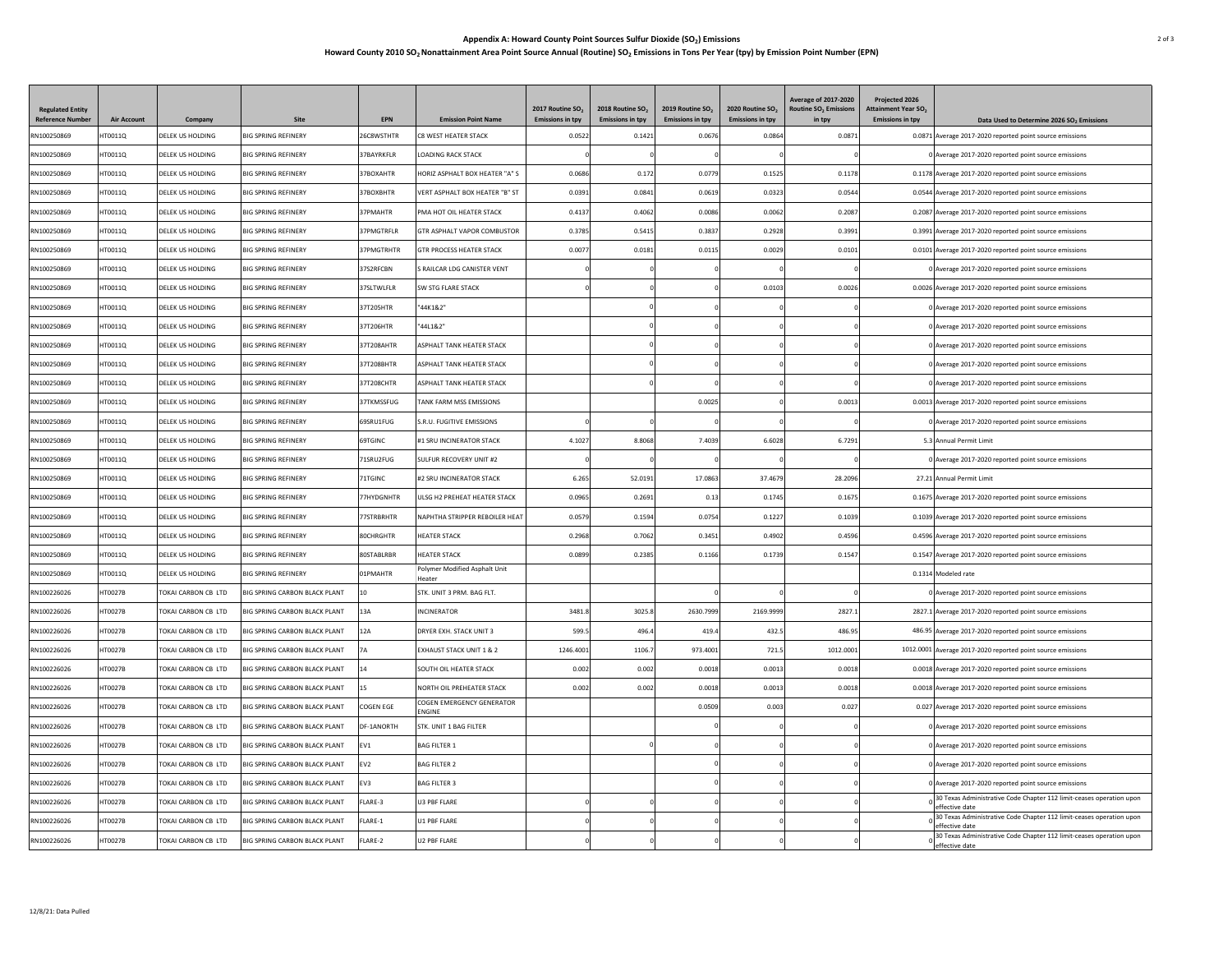## Appendix A: Howard County Point Sources Sulfur Dioxide ($SO_2$) Emissions

### Howard County 2010 $SO_2$ Nonattainment Area Point Source Annual (Routine) $SO_2$ Emissions in Tons Per Year (tpy) by Emission Point Number (EPN)

| Regulated Entity Reference Number | Air Account | Company | Site | EPN | Emission Point Name | 2017 Routine $SO_2$ Emissions in tpy | 2018 Routine $SO_2$ Emissions in tpy | 2019 Routine $SO_2$ Emissions in tpy | 2020 Routine $SO_2$ Emissions in tpy | Average of 2017-2020 Routine $SO_2$ Emissions in tpy | Projected 2026 Attainment Year $SO_2$ Emissions in tpy | Data Used to Determine 2026 $SO_2$ Emissions |
|---|---|---|---|---|---|---|---|---|---|---|---|---|
| RN100250869 | HT0011Q | DELEK US HOLDING | BIG SPRING REFINERY | 26C8WSTHTR | C8 WEST HEATER STACK | 0.0522 | 0.1421 | 0.0676 | 0.0864 | 0.0871 | 0.0871 | Average 2017-2020 reported point source emissions |
| RN100250869 | HT0011Q | DELEK US HOLDING | BIG SPRING REFINERY | 37BAYRKFLR | LOADING RACK STACK | 0 | 0 | 0 | 0 | 0 | 0 | Average 2017-2020 reported point source emissions |
| RN100250869 | HT0011Q | DELEK US HOLDING | BIG SPRING REFINERY | 37BOXAHTR | HORIZ ASPHALT BOX HEATER "A" S | 0.0686 | 0.172 | 0.0779 | 0.1525 | 0.1178 | 0.1178 | Average 2017-2020 reported point source emissions |
| RN100250869 | HT0011Q | DELEK US HOLDING | BIG SPRING REFINERY | 37BOXBHTR | VERT ASPHALT BOX HEATER "B" ST | 0.0391 | 0.0841 | 0.0619 | 0.0323 | 0.0544 | 0.0544 | Average 2017-2020 reported point source emissions |
| RN100250869 | HT0011Q | DELEK US HOLDING | BIG SPRING REFINERY | 37PMAHTR | PMA HOT OIL HEATER STACK | 0.4137 | 0.4062 | 0.0086 | 0.0062 | 0.2087 | 0.2087 | Average 2017-2020 reported point source emissions |
| RN100250869 | HT0011Q | DELEK US HOLDING | BIG SPRING REFINERY | 37PMGTRFLR | GTR ASPHALT VAPOR COMBUSTOR | 0.3785 | 0.5415 | 0.3837 | 0.2928 | 0.3991 | 0.3991 | Average 2017-2020 reported point source emissions |
| RN100250869 | HT0011Q | DELEK US HOLDING | BIG SPRING REFINERY | 37PMGTRHTR | GTR PROCESS HEATER STACK | 0.0077 | 0.0181 | 0.0115 | 0.0029 | 0.0101 | 0.0101 | Average 2017-2020 reported point source emissions |
| RN100250869 | HT0011Q | DELEK US HOLDING | BIG SPRING REFINERY | 37S2RFCBN | S RAILCAR LDG CANISTER VENT | 0 | 0 | 0 | 0 | 0 | 0 | Average 2017-2020 reported point source emissions |
| RN100250869 | HT0011Q | DELEK US HOLDING | BIG SPRING REFINERY | 37SLTWLFLR | SW STG FLARE STACK | 0 | 0 | 0 | 0.0103 | 0.0026 | 0.0026 | Average 2017-2020 reported point source emissions |
| RN100250869 | HT0011Q | DELEK US HOLDING | BIG SPRING REFINERY | 37T205HTR | "44K1&2" | | 0 | 0 | 0 | 0 | 0 | Average 2017-2020 reported point source emissions |
| RN100250869 | HT0011Q | DELEK US HOLDING | BIG SPRING REFINERY | 37T206HTR | "44L1&2" | | 0 | 0 | 0 | 0 | 0 | Average 2017-2020 reported point source emissions |
| RN100250869 | HT0011Q | DELEK US HOLDING | BIG SPRING REFINERY | 37T208AHTR | ASPHALT TANK HEATER STACK | | 0 | 0 | 0 | 0 | 0 | Average 2017-2020 reported point source emissions |
| RN100250869 | HT0011Q | DELEK US HOLDING | BIG SPRING REFINERY | 37T208BHTR | ASPHALT TANK HEATER STACK | | 0 | 0 | 0 | 0 | 0 | Average 2017-2020 reported point source emissions |
| RN100250869 | HT0011Q | DELEK US HOLDING | BIG SPRING REFINERY | 37T208CHTR | ASPHALT TANK HEATER STACK | | 0 | 0 | 0 | 0 | 0 | Average 2017-2020 reported point source emissions |
| RN100250869 | HT0011Q | DELEK US HOLDING | BIG SPRING REFINERY | 37TKMSSFUG | TANK FARM MSS EMISSIONS | | | 0.0025 | 0 | 0.0013 | 0.0013 | Average 2017-2020 reported point source emissions |
| RN100250869 | HT0011Q | DELEK US HOLDING | BIG SPRING REFINERY | 69SRU1FUG | S.R.U. FUGITIVE EMISSIONS | 0 | 0 | 0 | 0 | 0 | 0 | Average 2017-2020 reported point source emissions |
| RN100250869 | HT0011Q | DELEK US HOLDING | BIG SPRING REFINERY | 69TGINC | #1 SRU INCINERATOR STACK | 4.1027 | 8.8068 | 7.4039 | 6.6028 | 6.7291 | 5.3 | Annual Permit Limit |
| RN100250869 | HT0011Q | DELEK US HOLDING | BIG SPRING REFINERY | 71SRU2FUG | SULFUR RECOVERY UNIT #2 | 0 | 0 | 0 | 0 | 0 | 0 | Average 2017-2020 reported point source emissions |
| RN100250869 | HT0011Q | DELEK US HOLDING | BIG SPRING REFINERY | 71TGINC | #2 SRU INCINERATOR STACK | 6.265 | 52.0191 | 17.0863 | 37.4679 | 28.2096 | 27.21 | Annual Permit Limit |
| RN100250869 | HT0011Q | DELEK US HOLDING | BIG SPRING REFINERY | 77HYDGNHTR | ULSG H2 PREHEAT HEATER STACK | 0.0965 | 0.2691 | 0.13 | 0.1745 | 0.1675 | 0.1675 | Average 2017-2020 reported point source emissions |
| RN100250869 | HT0011Q | DELEK US HOLDING | BIG SPRING REFINERY | 77STRBRHTR | NAPHTHA STRIPPER REBOILER HEAT | 0.0579 | 0.1594 | 0.0754 | 0.1227 | 0.1039 | 0.1039 | Average 2017-2020 reported point source emissions |
| RN100250869 | HT0011Q | DELEK US HOLDING | BIG SPRING REFINERY | 80CHRGHTR | HEATER STACK | 0.2968 | 0.7062 | 0.3451 | 0.4902 | 0.4596 | 0.4596 | Average 2017-2020 reported point source emissions |
| RN100250869 | HT0011Q | DELEK US HOLDING | BIG SPRING REFINERY | 80STABLRBR | HEATER STACK | 0.0899 | 0.2385 | 0.1166 | 0.1739 | 0.1547 | 0.1547 | Average 2017-2020 reported point source emissions |
| RN100250869 | HT0011Q | DELEK US HOLDING | BIG SPRING REFINERY | 01PMAHTR | Polymer Modified Asphalt Unit Heater | | | | | | 0.1314 | Modeled rate |
| RN100226026 | HT0027B | TOKAI CARBON CB LTD | BIG SPRING CARBON BLACK PLANT | 10 | STK. UNIT 3 PRM. BAG FLT. | | | 0 | 0 | 0 | 0 | Average 2017-2020 reported point source emissions |
| RN100226026 | HT0027B | TOKAI CARBON CB LTD | BIG SPRING CARBON BLACK PLANT | 13A | INCINERATOR | 3481.8 | 3025.8 | 2630.7999 | 2169.9999 | 2827.1 | 2827.1 | Average 2017-2020 reported point source emissions |
| RN100226026 | HT0027B | TOKAI CARBON CB LTD | BIG SPRING CARBON BLACK PLANT | 12A | DRYER EXH. STACK UNIT 3 | 599.5 | 496.4 | 419.4 | 432.5 | 486.95 | 486.95 | Average 2017-2020 reported point source emissions |
| RN100226026 | HT0027B | TOKAI CARBON CB LTD | BIG SPRING CARBON BLACK PLANT | 7A | EXHAUST STACK UNIT 1 & 2 | 1246.4001 | 1106.7 | 973.4001 | 721.5 | 1012.0001 | 1012.0001 | Average 2017-2020 reported point source emissions |
| RN100226026 | HT0027B | TOKAI CARBON CB LTD | BIG SPRING CARBON BLACK PLANT | 14 | SOUTH OIL HEATER STACK | 0.002 | 0.002 | 0.0018 | 0.0013 | 0.0018 | 0.0018 | Average 2017-2020 reported point source emissions |
| RN100226026 | HT0027B | TOKAI CARBON CB LTD | BIG SPRING CARBON BLACK PLANT | 15 | NORTH OIL PREHEATER STACK | 0.002 | 0.002 | 0.0018 | 0.0013 | 0.0018 | 0.0018 | Average 2017-2020 reported point source emissions |
| RN100226026 | HT0027B | TOKAI CARBON CB LTD | BIG SPRING CARBON BLACK PLANT | COGEN EGE | COGEN EMERGENCY GENERATOR ENGINE | | | 0.0509 | 0.003 | 0.027 | 0.027 | Average 2017-2020 reported point source emissions |
| RN100226026 | HT0027B | TOKAI CARBON CB LTD | BIG SPRING CARBON BLACK PLANT | DF-1ANORTH | STK. UNIT 1 BAG FILTER | | | 0 | 0 | 0 | 0 | Average 2017-2020 reported point source emissions |
| RN100226026 | HT0027B | TOKAI CARBON CB LTD | BIG SPRING CARBON BLACK PLANT | EV1 | BAG FILTER 1 | | 0 | 0 | 0 | 0 | 0 | Average 2017-2020 reported point source emissions |
| RN100226026 | HT0027B | TOKAI CARBON CB LTD | BIG SPRING CARBON BLACK PLANT | EV2 | BAG FILTER 2 | | | 0 | 0 | 0 | 0 | Average 2017-2020 reported point source emissions |
| RN100226026 | HT0027B | TOKAI CARBON CB LTD | BIG SPRING CARBON BLACK PLANT | EV3 | BAG FILTER 3 | | | 0 | 0 | 0 | 0 | Average 2017-2020 reported point source emissions |
| RN100226026 | HT0027B | TOKAI CARBON CB LTD | BIG SPRING CARBON BLACK PLANT | FLARE-3 | U3 PBF FLARE | 0 | 0 | 0 | 0 | 0 | 0 | 30 Texas Administrative Code Chapter 112 limit-ceases operation upon effective date |
| RN100226026 | HT0027B | TOKAI CARBON CB LTD | BIG SPRING CARBON BLACK PLANT | FLARE-1 | U1 PBF FLARE | 0 | 0 | 0 | 0 | 0 | 0 | 30 Texas Administrative Code Chapter 112 limit-ceases operation upon effective date |
| RN100226026 | HT0027B | TOKAI CARBON CB LTD | BIG SPRING CARBON BLACK PLANT | FLARE-2 | U2 PBF FLARE | 0 | 0 | 0 | 0 | 0 | 0 | 30 Texas Administrative Code Chapter 112 limit-ceases operation upon effective date |

12/8/21: Data Pulled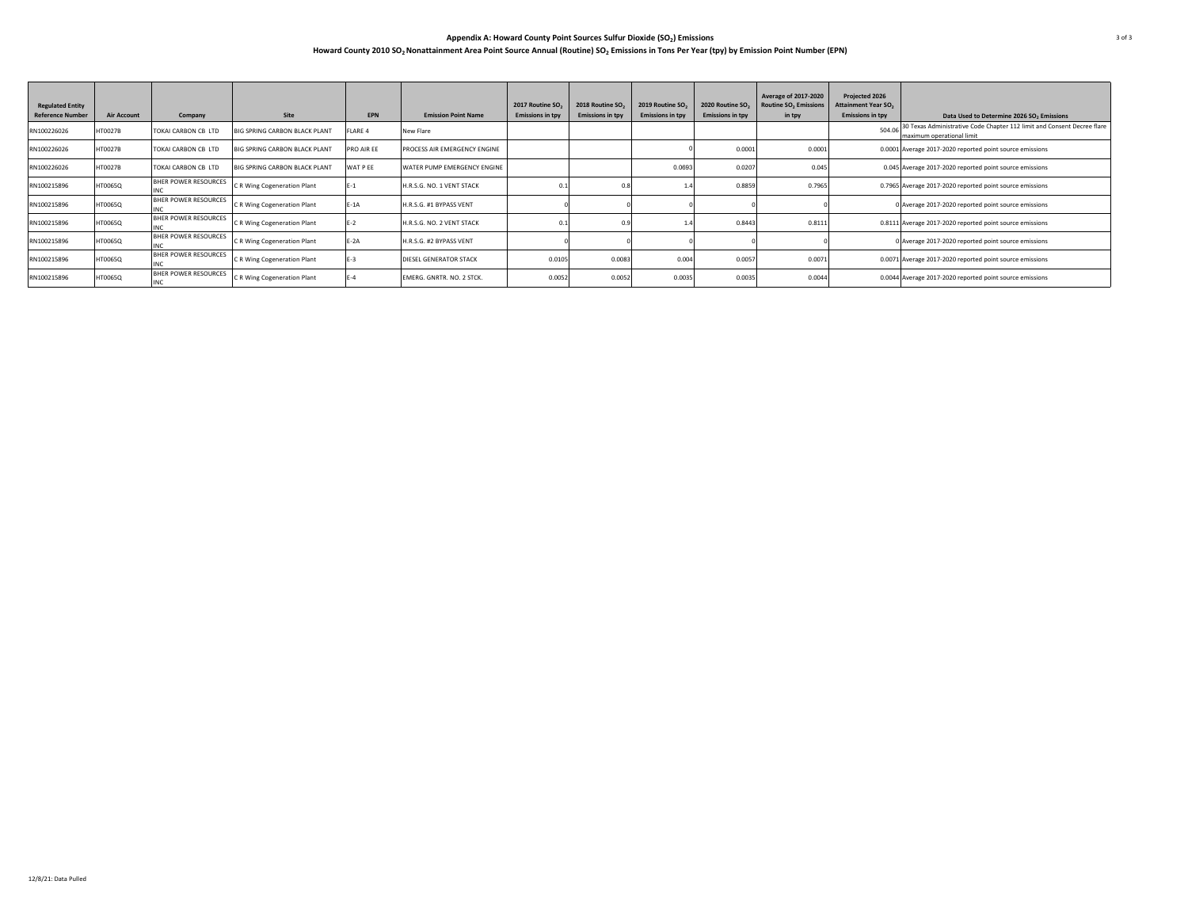**Appendix A: Howard County Point Sources Sulfur Dioxide ($SO_2$) Emissions**

**Howard County 2010 $SO_2$ Nonattainment Area Point Source Annual (Routine) $SO_2$ Emissions in Tons Per Year (tpy) by Emission Point Number (EPN)**

| Regulated Entity Reference Number | Air Account | Company | Site | EPN | Emission Point Name | 2017 Routine $SO_2$ Emissions in tpy | 2018 Routine $SO_2$ Emissions in tpy | 2019 Routine $SO_2$ Emissions in tpy | 2020 Routine $SO_2$ Emissions in tpy | Average of 2017-2020 Routine $SO_2$ Emissions in tpy | Projected 2026 Attainment Year $SO_2$ Emissions in tpy | Data Used to Determine 2026 $SO_2$ Emissions |
|---|---|---|---|---|---|---|---|---|---|---|---|---|
| RN100226026 | HT0027B | TOKAI CARBON CB LTD | BIG SPRING CARBON BLACK PLANT | FLARE 4 | New Flare | | | | | | 504.06 | 30 Texas Administrative Code Chapter 112 limit and Consent Decree flare maximum operational limit |
| RN100226026 | HT0027B | TOKAI CARBON CB LTD | BIG SPRING CARBON BLACK PLANT | PRO AIR EE | PROCESS AIR EMERGENCY ENGINE | | | 0 | 0.0001 | 0.0001 | 0.0001 | Average 2017-2020 reported point source emissions |
| RN100226026 | HT0027B | TOKAI CARBON CB LTD | BIG SPRING CARBON BLACK PLANT | WAT P EE | WATER PUMP EMERGENCY ENGINE | | | 0.0693 | 0.0207 | 0.045 | 0.045 | Average 2017-2020 reported point source emissions |
| RN100215896 | HT0065Q | BHER POWER RESOURCES INC | C R Wing Cogeneration Plant | E-1 | H.R.S.G. NO. 1 VENT STACK | 0.1 | 0.8 | 1.4 | 0.8859 | 0.7965 | 0.7965 | Average 2017-2020 reported point source emissions |
| RN100215896 | HT0065Q | BHER POWER RESOURCES INC | C R Wing Cogeneration Plant | E-1A | H.R.S.G. #1 BYPASS VENT | 0 | 0 | 0 | 0 | 0 | 0 | Average 2017-2020 reported point source emissions |
| RN100215896 | HT0065Q | BHER POWER RESOURCES INC | C R Wing Cogeneration Plant | E-2 | H.R.S.G. NO. 2 VENT STACK | 0.1 | 0.9 | 1.4 | 0.8443 | 0.8111 | 0.8111 | Average 2017-2020 reported point source emissions |
| RN100215896 | HT0065Q | BHER POWER RESOURCES INC | C R Wing Cogeneration Plant | E-2A | H.R.S.G. #2 BYPASS VENT | 0 | 0 | 0 | 0 | 0 | 0 | Average 2017-2020 reported point source emissions |
| RN100215896 | HT0065Q | BHER POWER RESOURCES INC | C R Wing Cogeneration Plant | E-3 | DIESEL GENERATOR STACK | 0.0105 | 0.0083 | 0.004 | 0.0057 | 0.0071 | 0.0071 | Average 2017-2020 reported point source emissions |
| RN100215896 | HT0065Q | BHER POWER RESOURCES INC | C R Wing Cogeneration Plant | E-4 | EMERG. GNRTR. NO. 2 STCK. | 0.0052 | 0.0052 | 0.0035 | 0.0035 | 0.0044 | 0.0044 | Average 2017-2020 reported point source emissions |

12/8/21: Data Pulled